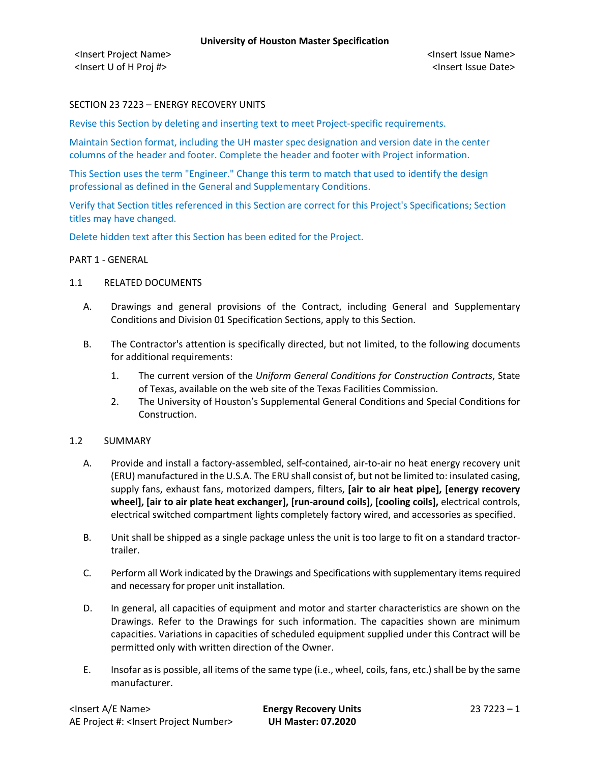SECTION 23 7223 – ENERGY RECOVERY UNITS

Revise this Section by deleting and inserting text to meet Project-specific requirements.

Maintain Section format, including the UH master spec designation and version date in the center columns of the header and footer. Complete the header and footer with Project information.

This Section uses the term "Engineer." Change this term to match that used to identify the design professional as defined in the General and Supplementary Conditions.

Verify that Section titles referenced in this Section are correct for this Project's Specifications; Section titles may have changed.

Delete hidden text after this Section has been edited for the Project.

PART 1 - GENERAL

1.1 RELATED DOCUMENTS

A. Drawings and general provisions of the Contract, including General and Supplementary Conditions and Division 01 Specification Sections, apply to this Section.

B. The Contractor's attention is specifically directed, but not limited, to the following documents for additional requirements:

1. The current version of the *Uniform General Conditions for Construction Contracts*, State of Texas, available on the web site of the Texas Facilities Commission.
2. The University of Houston's Supplemental General Conditions and Special Conditions for Construction.

1.2 SUMMARY

A. Provide and install a factory-assembled, self-contained, air-to-air no heat energy recovery unit (ERU) manufactured in the U.S.A. The ERU shall consist of, but not be limited to: insulated casing, supply fans, exhaust fans, motorized dampers, filters, **[air to air heat pipe], [energy recovery wheel], [air to air plate heat exchanger], [run-around coils], [cooling coils],** electrical controls, electrical switched compartment lights completely factory wired, and accessories as specified.

B. Unit shall be shipped as a single package unless the unit is too large to fit on a standard tractor-trailer.

C. Perform all Work indicated by the Drawings and Specifications with supplementary items required and necessary for proper unit installation.

D. In general, all capacities of equipment and motor and starter characteristics are shown on the Drawings. Refer to the Drawings for such information. The capacities shown are minimum capacities. Variations in capacities of scheduled equipment supplied under this Contract will be permitted only with written direction of the Owner.

E. Insofar as is possible, all items of the same type (i.e., wheel, coils, fans, etc.) shall be by the same manufacturer.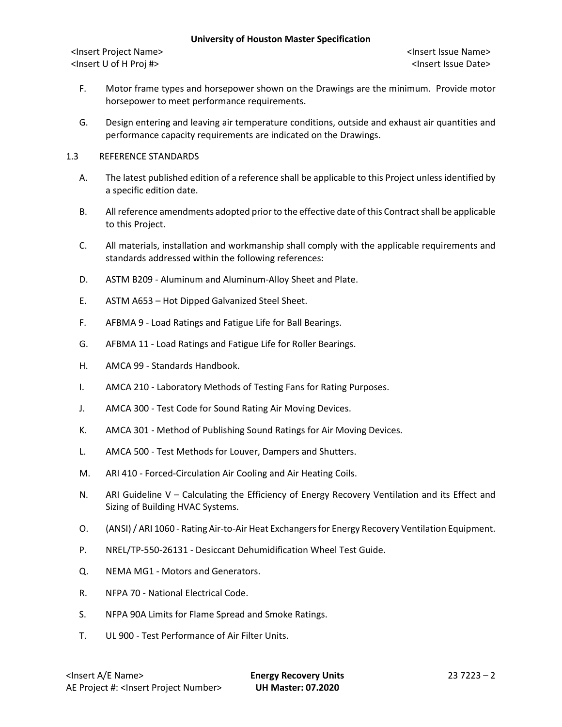F. Motor frame types and horsepower shown on the Drawings are the minimum. Provide motor horsepower to meet performance requirements.

G. Design entering and leaving air temperature conditions, outside and exhaust air quantities and performance capacity requirements are indicated on the Drawings.

## 1.3 REFERENCE STANDARDS

A. The latest published edition of a reference shall be applicable to this Project unless identified by a specific edition date.

B. All reference amendments adopted prior to the effective date of this Contract shall be applicable to this Project.

C. All materials, installation and workmanship shall comply with the applicable requirements and standards addressed within the following references:

D. ASTM B209 - Aluminum and Aluminum-Alloy Sheet and Plate.

E. ASTM A653 – Hot Dipped Galvanized Steel Sheet.

F. AFBMA 9 - Load Ratings and Fatigue Life for Ball Bearings.

G. AFBMA 11 - Load Ratings and Fatigue Life for Roller Bearings.

H. AMCA 99 - Standards Handbook.

I. AMCA 210 - Laboratory Methods of Testing Fans for Rating Purposes.

J. AMCA 300 - Test Code for Sound Rating Air Moving Devices.

K. AMCA 301 - Method of Publishing Sound Ratings for Air Moving Devices.

L. AMCA 500 - Test Methods for Louver, Dampers and Shutters.

M. ARI 410 - Forced-Circulation Air Cooling and Air Heating Coils.

N. ARI Guideline V – Calculating the Efficiency of Energy Recovery Ventilation and its Effect and Sizing of Building HVAC Systems.

O. (ANSI) / ARI 1060 - Rating Air-to-Air Heat Exchangers for Energy Recovery Ventilation Equipment.

P. NREL/TP-550-26131 - Desiccant Dehumidification Wheel Test Guide.

Q. NEMA MG1 - Motors and Generators.

R. NFPA 70 - National Electrical Code.

S. NFPA 90A Limits for Flame Spread and Smoke Ratings.

T. UL 900 - Test Performance of Air Filter Units.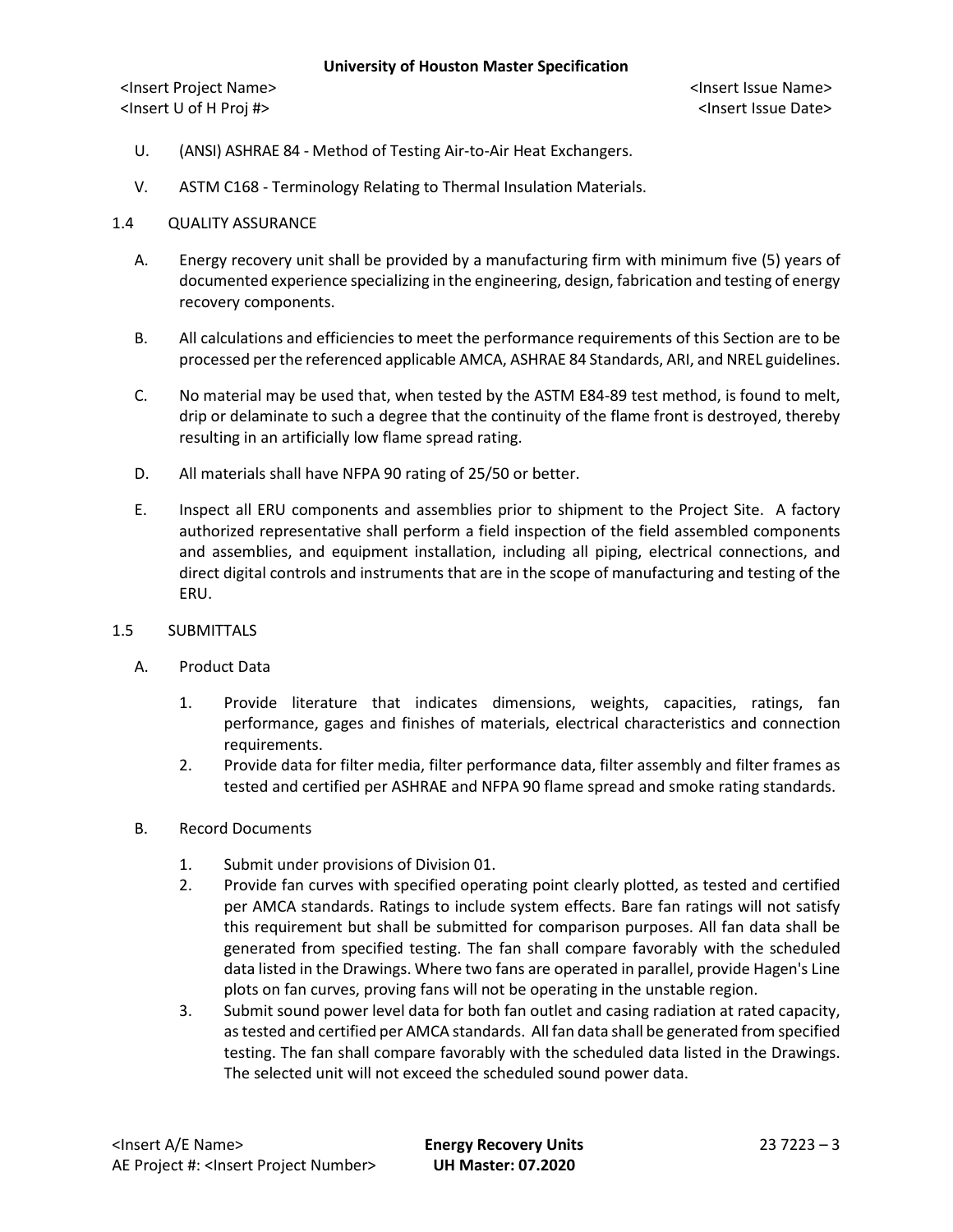U. (ANSI) ASHRAE 84 - Method of Testing Air-to-Air Heat Exchangers.

V. ASTM C168 - Terminology Relating to Thermal Insulation Materials.

## 1.4 QUALITY ASSURANCE

A. Energy recovery unit shall be provided by a manufacturing firm with minimum five (5) years of documented experience specializing in the engineering, design, fabrication and testing of energy recovery components.

B. All calculations and efficiencies to meet the performance requirements of this Section are to be processed per the referenced applicable AMCA, ASHRAE 84 Standards, ARI, and NREL guidelines.

C. No material may be used that, when tested by the ASTM E84-89 test method, is found to melt, drip or delaminate to such a degree that the continuity of the flame front is destroyed, thereby resulting in an artificially low flame spread rating.

D. All materials shall have NFPA 90 rating of 25/50 or better.

E. Inspect all ERU components and assemblies prior to shipment to the Project Site. A factory authorized representative shall perform a field inspection of the field assembled components and assemblies, and equipment installation, including all piping, electrical connections, and direct digital controls and instruments that are in the scope of manufacturing and testing of the ERU.

## 1.5 SUBMITTALS

A. Product Data

1. Provide literature that indicates dimensions, weights, capacities, ratings, fan performance, gages and finishes of materials, electrical characteristics and connection requirements.
2. Provide data for filter media, filter performance data, filter assembly and filter frames as tested and certified per ASHRAE and NFPA 90 flame spread and smoke rating standards.

B. Record Documents

1. Submit under provisions of Division 01.
2. Provide fan curves with specified operating point clearly plotted, as tested and certified per AMCA standards. Ratings to include system effects. Bare fan ratings will not satisfy this requirement but shall be submitted for comparison purposes. All fan data shall be generated from specified testing. The fan shall compare favorably with the scheduled data listed in the Drawings. Where two fans are operated in parallel, provide Hagen's Line plots on fan curves, proving fans will not be operating in the unstable region.
3. Submit sound power level data for both fan outlet and casing radiation at rated capacity, as tested and certified per AMCA standards. All fan data shall be generated from specified testing. The fan shall compare favorably with the scheduled data listed in the Drawings. The selected unit will not exceed the scheduled sound power data.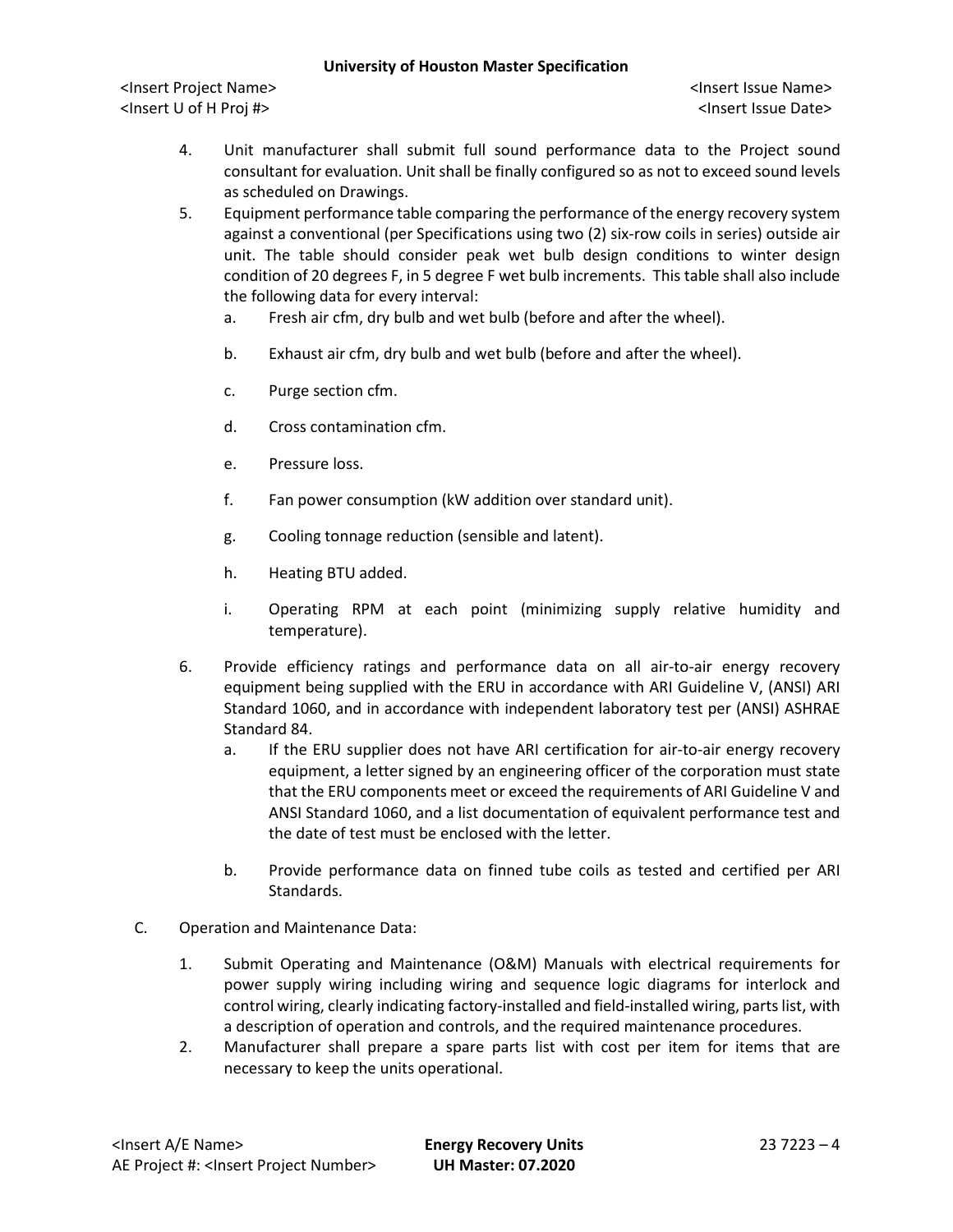4. Unit manufacturer shall submit full sound performance data to the Project sound consultant for evaluation. Unit shall be finally configured so as not to exceed sound levels as scheduled on Drawings.

5. Equipment performance table comparing the performance of the energy recovery system against a conventional (per Specifications using two (2) six-row coils in series) outside air unit. The table should consider peak wet bulb design conditions to winter design condition of 20 degrees F, in 5 degree F wet bulb increments. This table shall also include the following data for every interval:

   a. Fresh air cfm, dry bulb and wet bulb (before and after the wheel).

   b. Exhaust air cfm, dry bulb and wet bulb (before and after the wheel).

   c. Purge section cfm.

   d. Cross contamination cfm.

   e. Pressure loss.

   f. Fan power consumption (kW addition over standard unit).

   g. Cooling tonnage reduction (sensible and latent).

   h. Heating BTU added.

   i. Operating RPM at each point (minimizing supply relative humidity and temperature).

6. Provide efficiency ratings and performance data on all air-to-air energy recovery equipment being supplied with the ERU in accordance with ARI Guideline V, (ANSI) ARI Standard 1060, and in accordance with independent laboratory test per (ANSI) ASHRAE Standard 84.

   a. If the ERU supplier does not have ARI certification for air-to-air energy recovery equipment, a letter signed by an engineering officer of the corporation must state that the ERU components meet or exceed the requirements of ARI Guideline V and ANSI Standard 1060, and a list documentation of equivalent performance test and the date of test must be enclosed with the letter.

   b. Provide performance data on finned tube coils as tested and certified per ARI Standards.

C. Operation and Maintenance Data:

1. Submit Operating and Maintenance (O&M) Manuals with electrical requirements for power supply wiring including wiring and sequence logic diagrams for interlock and control wiring, clearly indicating factory-installed and field-installed wiring, parts list, with a description of operation and controls, and the required maintenance procedures.

2. Manufacturer shall prepare a spare parts list with cost per item for items that are necessary to keep the units operational.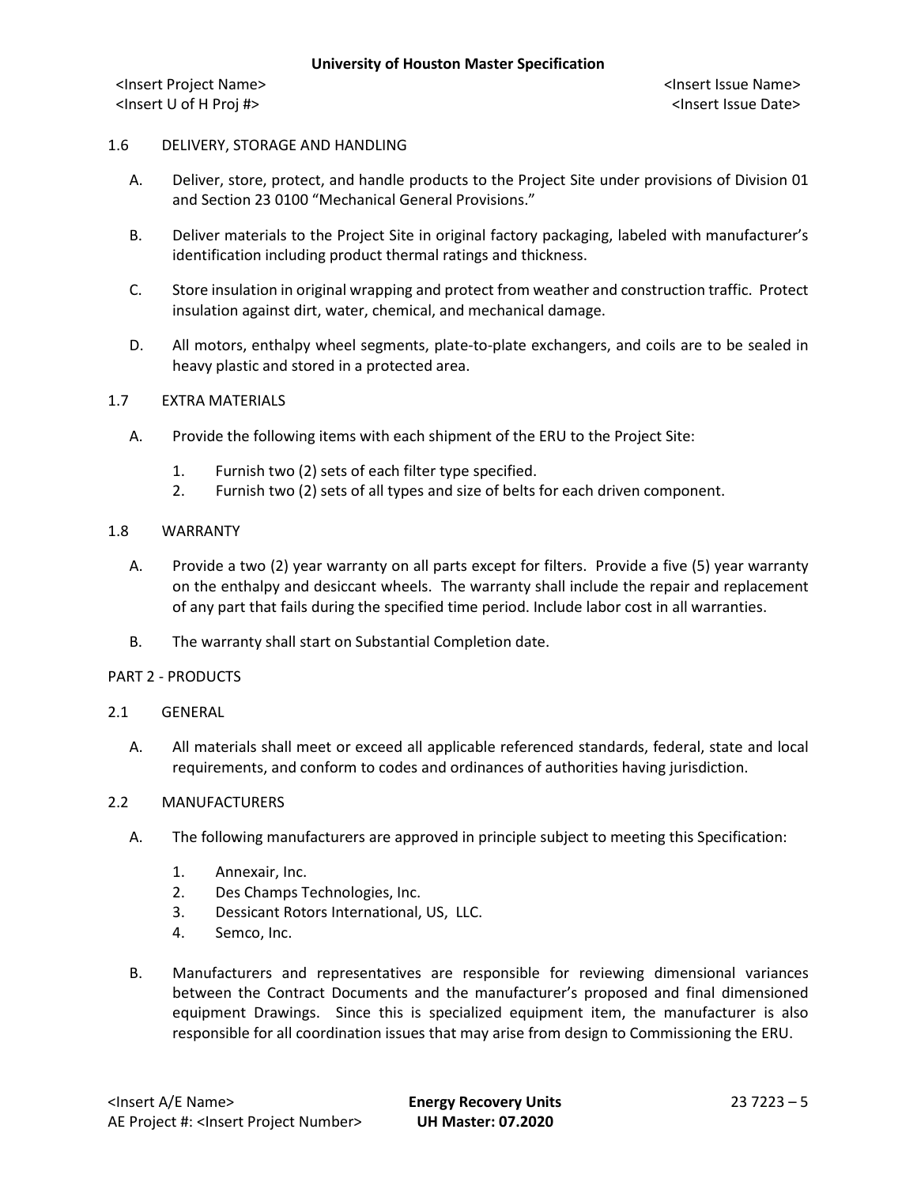## 1.6 DELIVERY, STORAGE AND HANDLING

A. Deliver, store, protect, and handle products to the Project Site under provisions of Division 01 and Section 23 0100 "Mechanical General Provisions."

B. Deliver materials to the Project Site in original factory packaging, labeled with manufacturer's identification including product thermal ratings and thickness.

C. Store insulation in original wrapping and protect from weather and construction traffic. Protect insulation against dirt, water, chemical, and mechanical damage.

D. All motors, enthalpy wheel segments, plate-to-plate exchangers, and coils are to be sealed in heavy plastic and stored in a protected area.

## 1.7 EXTRA MATERIALS

A. Provide the following items with each shipment of the ERU to the Project Site:

1. Furnish two (2) sets of each filter type specified.
2. Furnish two (2) sets of all types and size of belts for each driven component.

## 1.8 WARRANTY

A. Provide a two (2) year warranty on all parts except for filters. Provide a five (5) year warranty on the enthalpy and desiccant wheels. The warranty shall include the repair and replacement of any part that fails during the specified time period. Include labor cost in all warranties.

B. The warranty shall start on Substantial Completion date.

# PART 2 - PRODUCTS

## 2.1 GENERAL

A. All materials shall meet or exceed all applicable referenced standards, federal, state and local requirements, and conform to codes and ordinances of authorities having jurisdiction.

## 2.2 MANUFACTURERS

A. The following manufacturers are approved in principle subject to meeting this Specification:

1. Annexair, Inc.
2. Des Champs Technologies, Inc.
3. Dessicant Rotors International, US, LLC.
4. Semco, Inc.

B. Manufacturers and representatives are responsible for reviewing dimensional variances between the Contract Documents and the manufacturer's proposed and final dimensioned equipment Drawings. Since this is specialized equipment item, the manufacturer is also responsible for all coordination issues that may arise from design to Commissioning the ERU.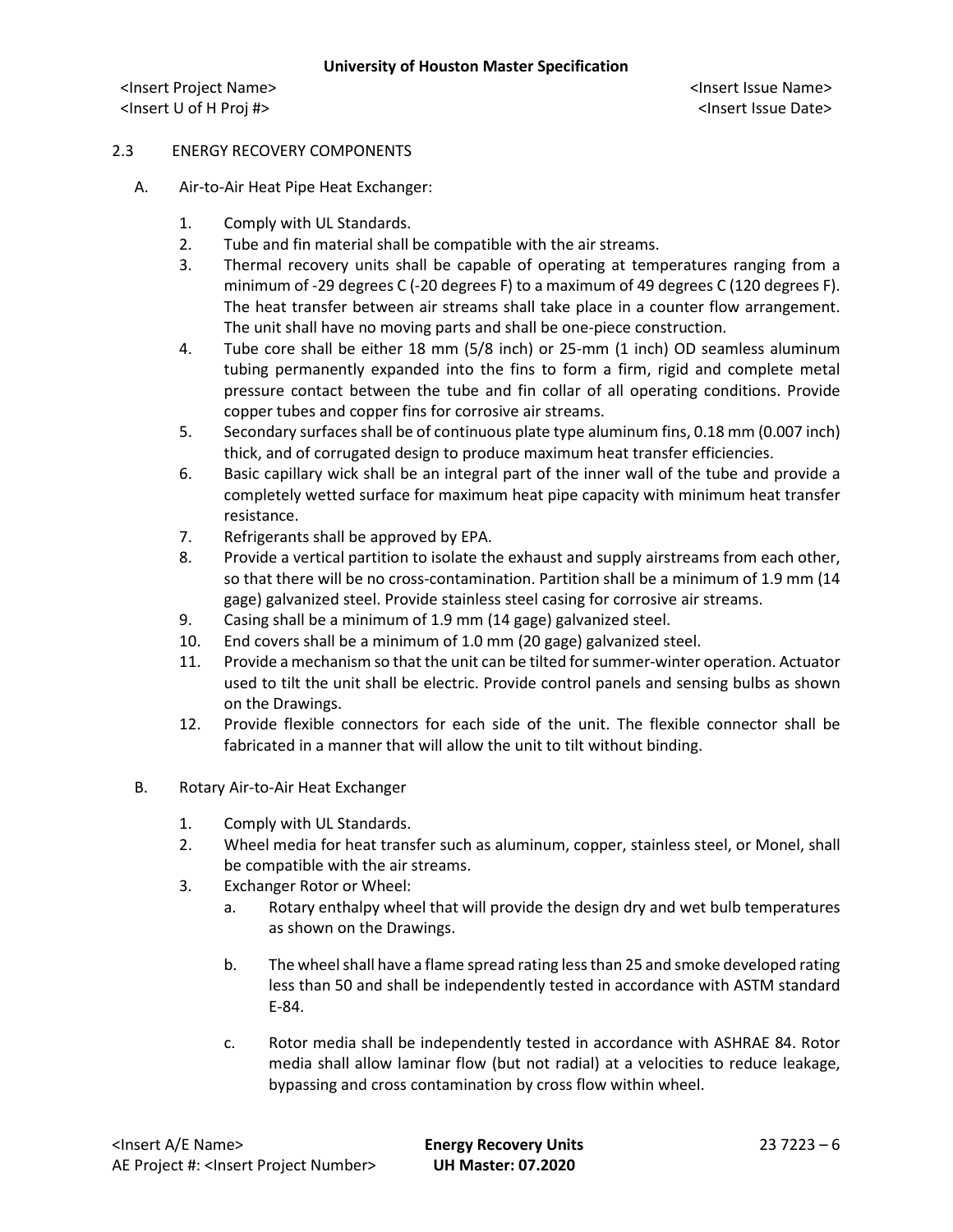## 2.3 ENERGY RECOVERY COMPONENTS

A. Air-to-Air Heat Pipe Heat Exchanger:

1. Comply with UL Standards.
2. Tube and fin material shall be compatible with the air streams.
3. Thermal recovery units shall be capable of operating at temperatures ranging from a minimum of -29 degrees C (-20 degrees F) to a maximum of 49 degrees C (120 degrees F). The heat transfer between air streams shall take place in a counter flow arrangement. The unit shall have no moving parts and shall be one-piece construction.
4. Tube core shall be either 18 mm (5/8 inch) or 25-mm (1 inch) OD seamless aluminum tubing permanently expanded into the fins to form a firm, rigid and complete metal pressure contact between the tube and fin collar of all operating conditions. Provide copper tubes and copper fins for corrosive air streams.
5. Secondary surfaces shall be of continuous plate type aluminum fins, 0.18 mm (0.007 inch) thick, and of corrugated design to produce maximum heat transfer efficiencies.
6. Basic capillary wick shall be an integral part of the inner wall of the tube and provide a completely wetted surface for maximum heat pipe capacity with minimum heat transfer resistance.
7. Refrigerants shall be approved by EPA.
8. Provide a vertical partition to isolate the exhaust and supply airstreams from each other, so that there will be no cross-contamination. Partition shall be a minimum of 1.9 mm (14 gage) galvanized steel. Provide stainless steel casing for corrosive air streams.
9. Casing shall be a minimum of 1.9 mm (14 gage) galvanized steel.
10. End covers shall be a minimum of 1.0 mm (20 gage) galvanized steel.
11. Provide a mechanism so that the unit can be tilted for summer-winter operation. Actuator used to tilt the unit shall be electric. Provide control panels and sensing bulbs as shown on the Drawings.
12. Provide flexible connectors for each side of the unit. The flexible connector shall be fabricated in a manner that will allow the unit to tilt without binding.

B. Rotary Air-to-Air Heat Exchanger

1. Comply with UL Standards.
2. Wheel media for heat transfer such as aluminum, copper, stainless steel, or Monel, shall be compatible with the air streams.
3. Exchanger Rotor or Wheel:
   a. Rotary enthalpy wheel that will provide the design dry and wet bulb temperatures as shown on the Drawings.

   b. The wheel shall have a flame spread rating less than 25 and smoke developed rating less than 50 and shall be independently tested in accordance with ASTM standard E-84.

   c. Rotor media shall be independently tested in accordance with ASHRAE 84. Rotor media shall allow laminar flow (but not radial) at a velocities to reduce leakage, bypassing and cross contamination by cross flow within wheel.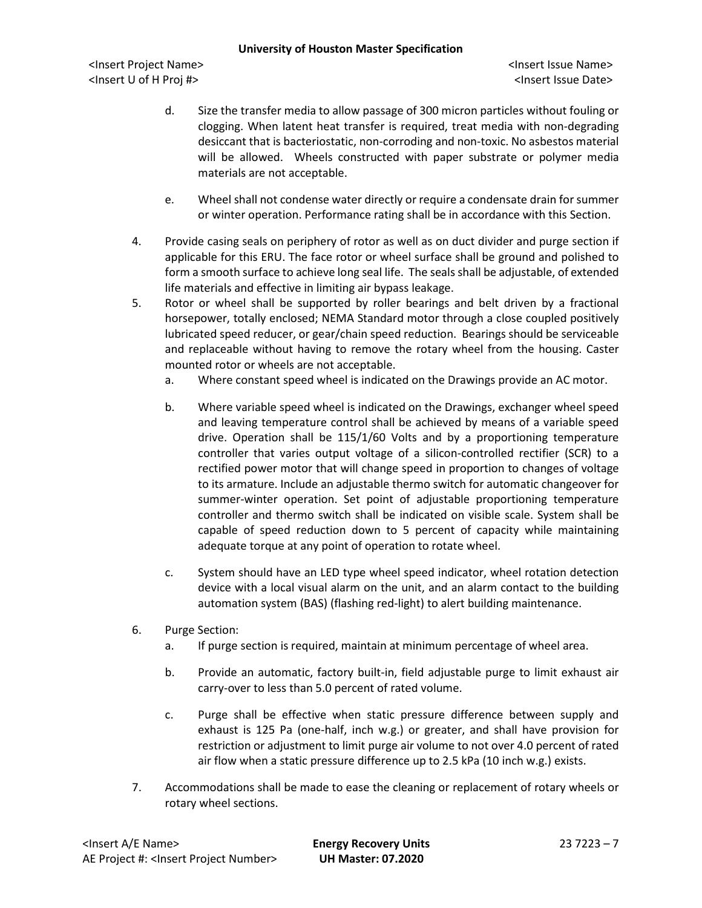d. Size the transfer media to allow passage of 300 micron particles without fouling or clogging. When latent heat transfer is required, treat media with non-degrading desiccant that is bacteriostatic, non-corroding and non-toxic. No asbestos material will be allowed. Wheels constructed with paper substrate or polymer media materials are not acceptable.

e. Wheel shall not condense water directly or require a condensate drain for summer or winter operation. Performance rating shall be in accordance with this Section.

4. Provide casing seals on periphery of rotor as well as on duct divider and purge section if applicable for this ERU. The face rotor or wheel surface shall be ground and polished to form a smooth surface to achieve long seal life. The seals shall be adjustable, of extended life materials and effective in limiting air bypass leakage.

5. Rotor or wheel shall be supported by roller bearings and belt driven by a fractional horsepower, totally enclosed; NEMA Standard motor through a close coupled positively lubricated speed reducer, or gear/chain speed reduction. Bearings should be serviceable and replaceable without having to remove the rotary wheel from the housing. Caster mounted rotor or wheels are not acceptable.

   a. Where constant speed wheel is indicated on the Drawings provide an AC motor.

   b. Where variable speed wheel is indicated on the Drawings, exchanger wheel speed and leaving temperature control shall be achieved by means of a variable speed drive. Operation shall be 115/1/60 Volts and by a proportioning temperature controller that varies output voltage of a silicon-controlled rectifier (SCR) to a rectified power motor that will change speed in proportion to changes of voltage to its armature. Include an adjustable thermo switch for automatic changeover for summer-winter operation. Set point of adjustable proportioning temperature controller and thermo switch shall be indicated on visible scale. System shall be capable of speed reduction down to 5 percent of capacity while maintaining adequate torque at any point of operation to rotate wheel.

   c. System should have an LED type wheel speed indicator, wheel rotation detection device with a local visual alarm on the unit, and an alarm contact to the building automation system (BAS) (flashing red-light) to alert building maintenance.

6. Purge Section:

   a. If purge section is required, maintain at minimum percentage of wheel area.

   b. Provide an automatic, factory built-in, field adjustable purge to limit exhaust air carry-over to less than 5.0 percent of rated volume.

   c. Purge shall be effective when static pressure difference between supply and exhaust is 125 Pa (one-half, inch w.g.) or greater, and shall have provision for restriction or adjustment to limit purge air volume to not over 4.0 percent of rated air flow when a static pressure difference up to 2.5 kPa (10 inch w.g.) exists.

7. Accommodations shall be made to ease the cleaning or replacement of rotary wheels or rotary wheel sections.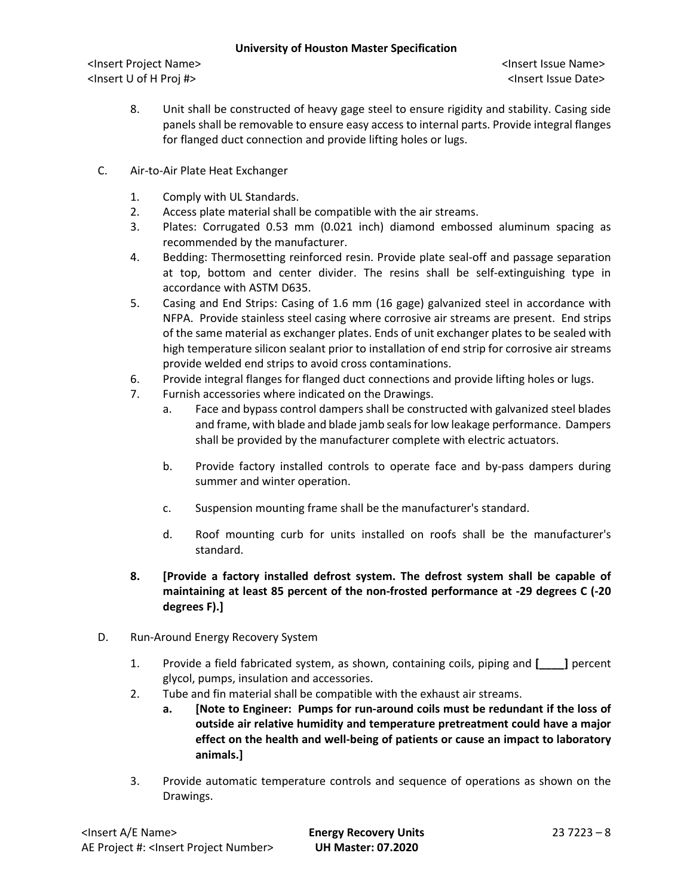8. Unit shall be constructed of heavy gage steel to ensure rigidity and stability. Casing side panels shall be removable to ensure easy access to internal parts. Provide integral flanges for flanged duct connection and provide lifting holes or lugs.

C. Air-to-Air Plate Heat Exchanger

1. Comply with UL Standards.
2. Access plate material shall be compatible with the air streams.
3. Plates: Corrugated 0.53 mm (0.021 inch) diamond embossed aluminum spacing as recommended by the manufacturer.
4. Bedding: Thermosetting reinforced resin. Provide plate seal-off and passage separation at top, bottom and center divider. The resins shall be self-extinguishing type in accordance with ASTM D635.
5. Casing and End Strips: Casing of 1.6 mm (16 gage) galvanized steel in accordance with NFPA. Provide stainless steel casing where corrosive air streams are present. End strips of the same material as exchanger plates. Ends of unit exchanger plates to be sealed with high temperature silicon sealant prior to installation of end strip for corrosive air streams provide welded end strips to avoid cross contaminations.
6. Provide integral flanges for flanged duct connections and provide lifting holes or lugs.
7. Furnish accessories where indicated on the Drawings.
   a. Face and bypass control dampers shall be constructed with galvanized steel blades and frame, with blade and blade jamb seals for low leakage performance. Dampers shall be provided by the manufacturer complete with electric actuators.

   b. Provide factory installed controls to operate face and by-pass dampers during summer and winter operation.

   c. Suspension mounting frame shall be the manufacturer's standard.

   d. Roof mounting curb for units installed on roofs shall be the manufacturer's standard.

**8. [Provide a factory installed defrost system. The defrost system shall be capable of maintaining at least 85 percent of the non-frosted performance at -29 degrees C (-20 degrees F).]**

D. Run-Around Energy Recovery System

1. Provide a field fabricated system, as shown, containing coils, piping and **[____]** percent glycol, pumps, insulation and accessories.
2. Tube and fin material shall be compatible with the exhaust air streams.
   **a. [Note to Engineer: Pumps for run-around coils must be redundant if the loss of outside air relative humidity and temperature pretreatment could have a major effect on the health and well-being of patients or cause an impact to laboratory animals.]**

3. Provide automatic temperature controls and sequence of operations as shown on the Drawings.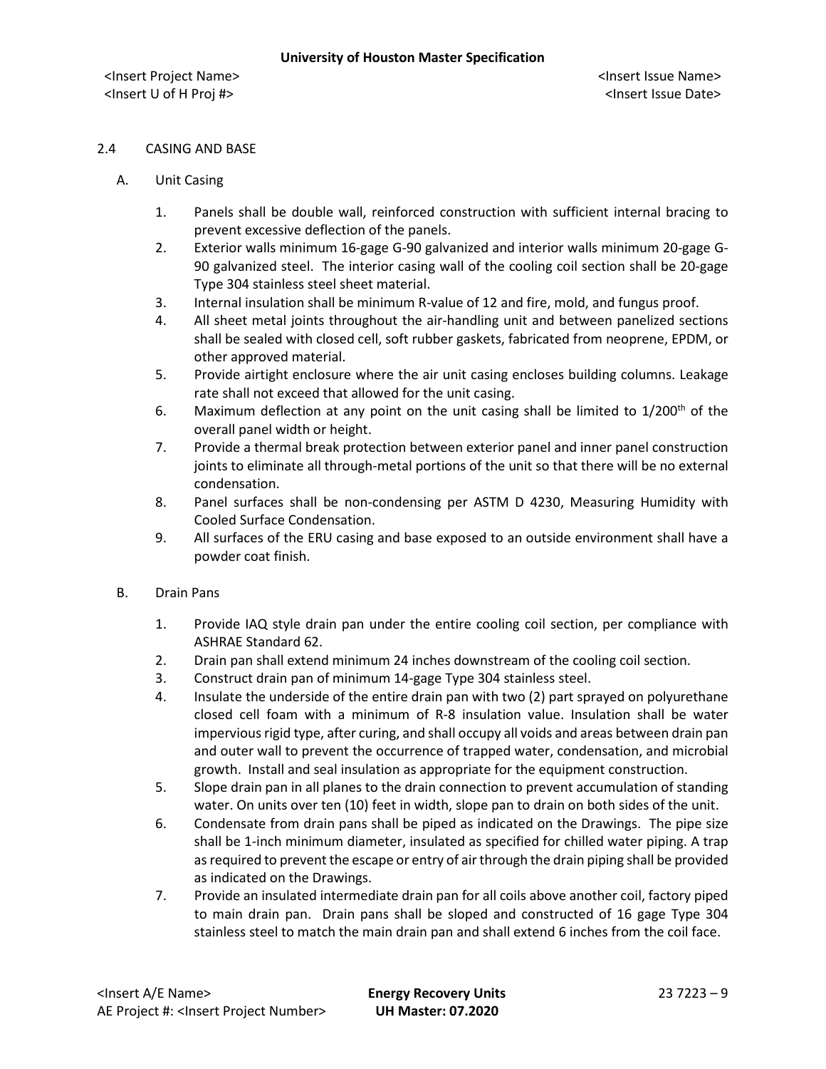## 2.4 CASING AND BASE

A. Unit Casing

1. Panels shall be double wall, reinforced construction with sufficient internal bracing to prevent excessive deflection of the panels.
2. Exterior walls minimum 16-gage G-90 galvanized and interior walls minimum 20-gage G-90 galvanized steel. The interior casing wall of the cooling coil section shall be 20-gage Type 304 stainless steel sheet material.
3. Internal insulation shall be minimum R-value of 12 and fire, mold, and fungus proof.
4. All sheet metal joints throughout the air-handling unit and between panelized sections shall be sealed with closed cell, soft rubber gaskets, fabricated from neoprene, EPDM, or other approved material.
5. Provide airtight enclosure where the air unit casing encloses building columns. Leakage rate shall not exceed that allowed for the unit casing.
6. Maximum deflection at any point on the unit casing shall be limited to 1/200th of the overall panel width or height.
7. Provide a thermal break protection between exterior panel and inner panel construction joints to eliminate all through-metal portions of the unit so that there will be no external condensation.
8. Panel surfaces shall be non-condensing per ASTM D 4230, Measuring Humidity with Cooled Surface Condensation.
9. All surfaces of the ERU casing and base exposed to an outside environment shall have a powder coat finish.

B. Drain Pans

1. Provide IAQ style drain pan under the entire cooling coil section, per compliance with ASHRAE Standard 62.
2. Drain pan shall extend minimum 24 inches downstream of the cooling coil section.
3. Construct drain pan of minimum 14-gage Type 304 stainless steel.
4. Insulate the underside of the entire drain pan with two (2) part sprayed on polyurethane closed cell foam with a minimum of R-8 insulation value. Insulation shall be water impervious rigid type, after curing, and shall occupy all voids and areas between drain pan and outer wall to prevent the occurrence of trapped water, condensation, and microbial growth. Install and seal insulation as appropriate for the equipment construction.
5. Slope drain pan in all planes to the drain connection to prevent accumulation of standing water. On units over ten (10) feet in width, slope pan to drain on both sides of the unit.
6. Condensate from drain pans shall be piped as indicated on the Drawings. The pipe size shall be 1-inch minimum diameter, insulated as specified for chilled water piping. A trap as required to prevent the escape or entry of air through the drain piping shall be provided as indicated on the Drawings.
7. Provide an insulated intermediate drain pan for all coils above another coil, factory piped to main drain pan. Drain pans shall be sloped and constructed of 16 gage Type 304 stainless steel to match the main drain pan and shall extend 6 inches from the coil face.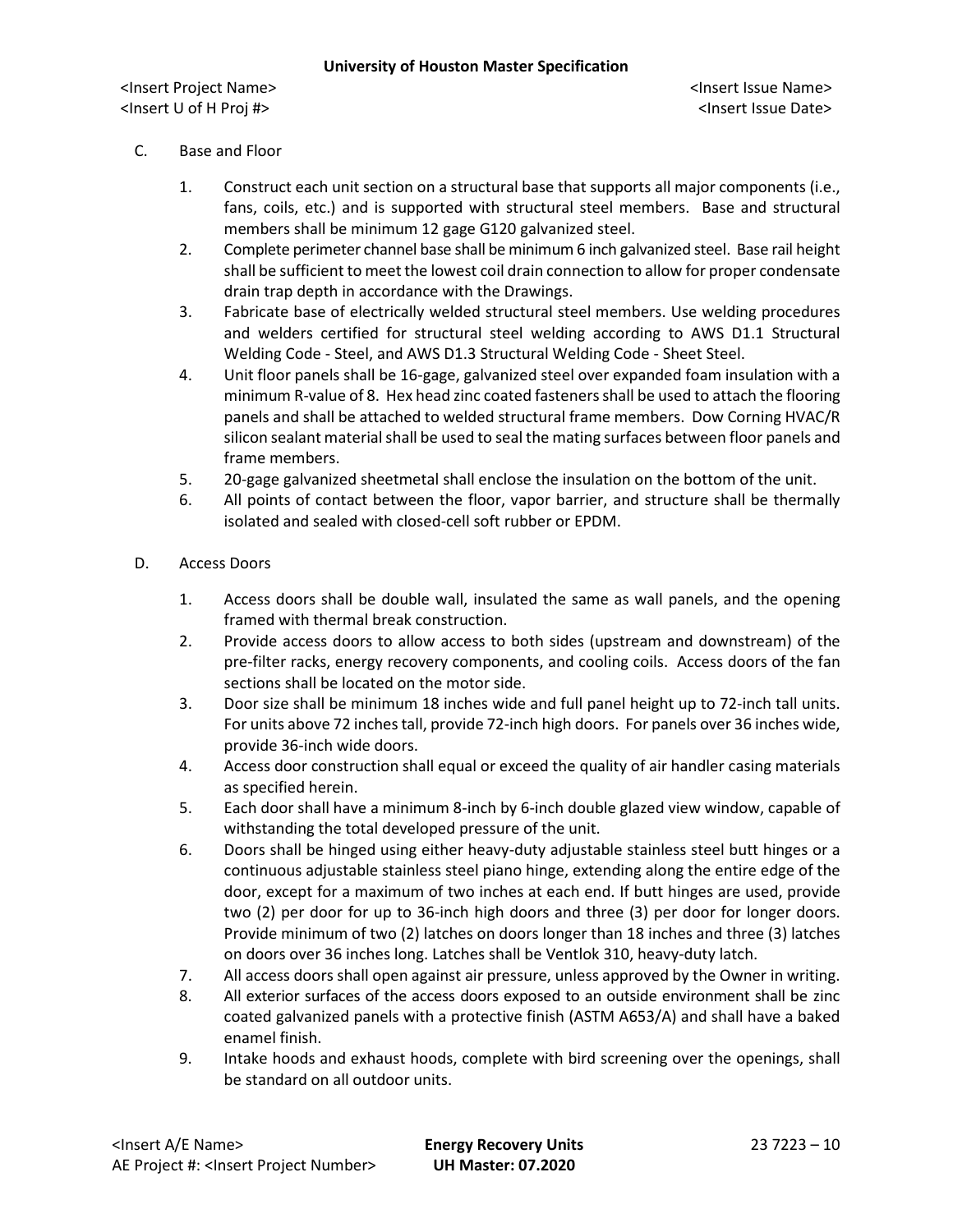C. Base and Floor

1. Construct each unit section on a structural base that supports all major components (i.e., fans, coils, etc.) and is supported with structural steel members. Base and structural members shall be minimum 12 gage G120 galvanized steel.
2. Complete perimeter channel base shall be minimum 6 inch galvanized steel. Base rail height shall be sufficient to meet the lowest coil drain connection to allow for proper condensate drain trap depth in accordance with the Drawings.
3. Fabricate base of electrically welded structural steel members. Use welding procedures and welders certified for structural steel welding according to AWS D1.1 Structural Welding Code - Steel, and AWS D1.3 Structural Welding Code - Sheet Steel.
4. Unit floor panels shall be 16-gage, galvanized steel over expanded foam insulation with a minimum R-value of 8. Hex head zinc coated fasteners shall be used to attach the flooring panels and shall be attached to welded structural frame members. Dow Corning HVAC/R silicon sealant material shall be used to seal the mating surfaces between floor panels and frame members.
5. 20-gage galvanized sheetmetal shall enclose the insulation on the bottom of the unit.
6. All points of contact between the floor, vapor barrier, and structure shall be thermally isolated and sealed with closed-cell soft rubber or EPDM.

D. Access Doors

1. Access doors shall be double wall, insulated the same as wall panels, and the opening framed with thermal break construction.
2. Provide access doors to allow access to both sides (upstream and downstream) of the pre-filter racks, energy recovery components, and cooling coils. Access doors of the fan sections shall be located on the motor side.
3. Door size shall be minimum 18 inches wide and full panel height up to 72-inch tall units. For units above 72 inches tall, provide 72-inch high doors. For panels over 36 inches wide, provide 36-inch wide doors.
4. Access door construction shall equal or exceed the quality of air handler casing materials as specified herein.
5. Each door shall have a minimum 8-inch by 6-inch double glazed view window, capable of withstanding the total developed pressure of the unit.
6. Doors shall be hinged using either heavy-duty adjustable stainless steel butt hinges or a continuous adjustable stainless steel piano hinge, extending along the entire edge of the door, except for a maximum of two inches at each end. If butt hinges are used, provide two (2) per door for up to 36-inch high doors and three (3) per door for longer doors. Provide minimum of two (2) latches on doors longer than 18 inches and three (3) latches on doors over 36 inches long. Latches shall be Ventlok 310, heavy-duty latch.
7. All access doors shall open against air pressure, unless approved by the Owner in writing.
8. All exterior surfaces of the access doors exposed to an outside environment shall be zinc coated galvanized panels with a protective finish (ASTM A653/A) and shall have a baked enamel finish.
9. Intake hoods and exhaust hoods, complete with bird screening over the openings, shall be standard on all outdoor units.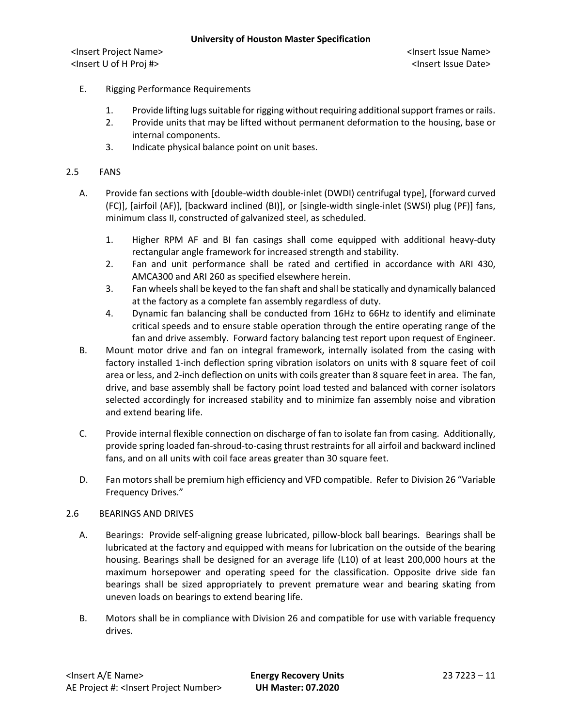E. Rigging Performance Requirements

1. Provide lifting lugs suitable for rigging without requiring additional support frames or rails.
2. Provide units that may be lifted without permanent deformation to the housing, base or internal components.
3. Indicate physical balance point on unit bases.

## 2.5 FANS

A. Provide fan sections with [double-width double-inlet (DWDI) centrifugal type], [forward curved (FC)], [airfoil (AF)], [backward inclined (BI)], or [single-width single-inlet (SWSI) plug (PF)] fans, minimum class II, constructed of galvanized steel, as scheduled.

1. Higher RPM AF and BI fan casings shall come equipped with additional heavy-duty rectangular angle framework for increased strength and stability.
2. Fan and unit performance shall be rated and certified in accordance with ARI 430, AMCA300 and ARI 260 as specified elsewhere herein.
3. Fan wheels shall be keyed to the fan shaft and shall be statically and dynamically balanced at the factory as a complete fan assembly regardless of duty.
4. Dynamic fan balancing shall be conducted from 16Hz to 66Hz to identify and eliminate critical speeds and to ensure stable operation through the entire operating range of the fan and drive assembly. Forward factory balancing test report upon request of Engineer.

B. Mount motor drive and fan on integral framework, internally isolated from the casing with factory installed 1-inch deflection spring vibration isolators on units with 8 square feet of coil area or less, and 2-inch deflection on units with coils greater than 8 square feet in area. The fan, drive, and base assembly shall be factory point load tested and balanced with corner isolators selected accordingly for increased stability and to minimize fan assembly noise and vibration and extend bearing life.

C. Provide internal flexible connection on discharge of fan to isolate fan from casing. Additionally, provide spring loaded fan-shroud-to-casing thrust restraints for all airfoil and backward inclined fans, and on all units with coil face areas greater than 30 square feet.

D. Fan motors shall be premium high efficiency and VFD compatible. Refer to Division 26 "Variable Frequency Drives."

## 2.6 BEARINGS AND DRIVES

A. Bearings: Provide self-aligning grease lubricated, pillow-block ball bearings. Bearings shall be lubricated at the factory and equipped with means for lubrication on the outside of the bearing housing. Bearings shall be designed for an average life (L10) of at least 200,000 hours at the maximum horsepower and operating speed for the classification. Opposite drive side fan bearings shall be sized appropriately to prevent premature wear and bearing skating from uneven loads on bearings to extend bearing life.

B. Motors shall be in compliance with Division 26 and compatible for use with variable frequency drives.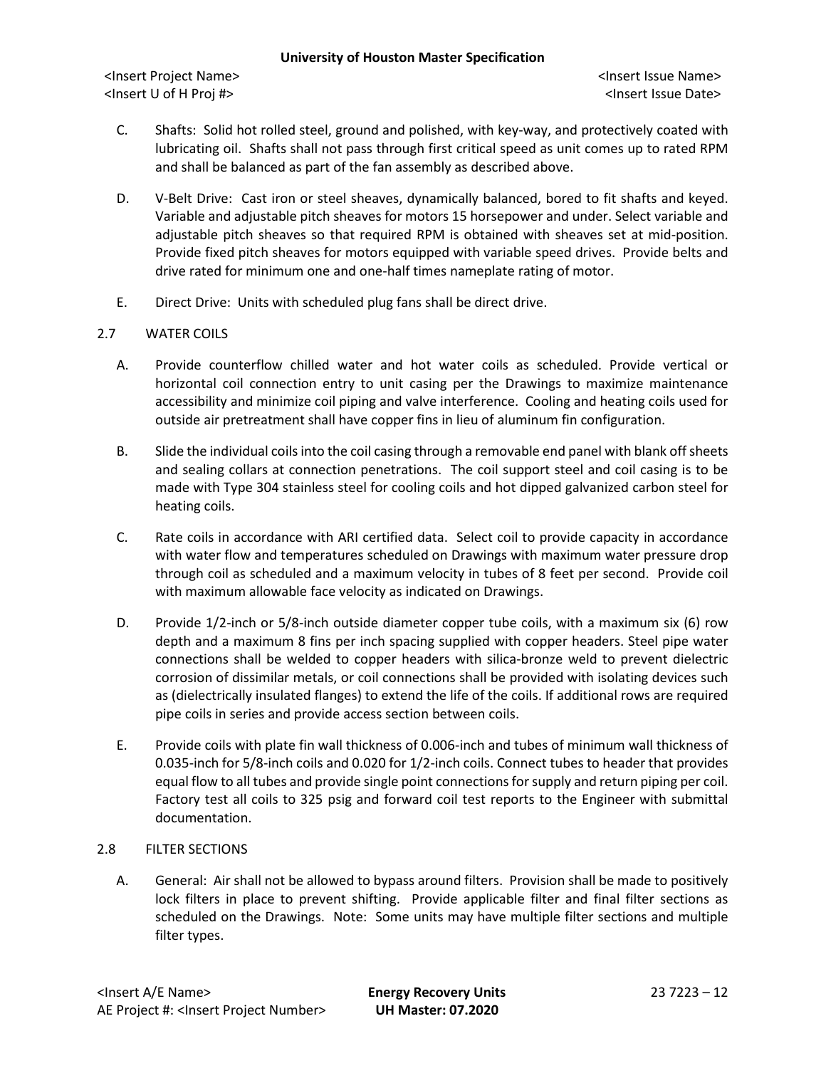C. Shafts: Solid hot rolled steel, ground and polished, with key-way, and protectively coated with lubricating oil. Shafts shall not pass through first critical speed as unit comes up to rated RPM and shall be balanced as part of the fan assembly as described above.

D. V-Belt Drive: Cast iron or steel sheaves, dynamically balanced, bored to fit shafts and keyed. Variable and adjustable pitch sheaves for motors 15 horsepower and under. Select variable and adjustable pitch sheaves so that required RPM is obtained with sheaves set at mid-position. Provide fixed pitch sheaves for motors equipped with variable speed drives. Provide belts and drive rated for minimum one and one-half times nameplate rating of motor.

E. Direct Drive: Units with scheduled plug fans shall be direct drive.

## 2.7 WATER COILS

A. Provide counterflow chilled water and hot water coils as scheduled. Provide vertical or horizontal coil connection entry to unit casing per the Drawings to maximize maintenance accessibility and minimize coil piping and valve interference. Cooling and heating coils used for outside air pretreatment shall have copper fins in lieu of aluminum fin configuration.

B. Slide the individual coils into the coil casing through a removable end panel with blank off sheets and sealing collars at connection penetrations. The coil support steel and coil casing is to be made with Type 304 stainless steel for cooling coils and hot dipped galvanized carbon steel for heating coils.

C. Rate coils in accordance with ARI certified data. Select coil to provide capacity in accordance with water flow and temperatures scheduled on Drawings with maximum water pressure drop through coil as scheduled and a maximum velocity in tubes of 8 feet per second. Provide coil with maximum allowable face velocity as indicated on Drawings.

D. Provide 1/2-inch or 5/8-inch outside diameter copper tube coils, with a maximum six (6) row depth and a maximum 8 fins per inch spacing supplied with copper headers. Steel pipe water connections shall be welded to copper headers with silica-bronze weld to prevent dielectric corrosion of dissimilar metals, or coil connections shall be provided with isolating devices such as (dielectrically insulated flanges) to extend the life of the coils. If additional rows are required pipe coils in series and provide access section between coils.

E. Provide coils with plate fin wall thickness of 0.006-inch and tubes of minimum wall thickness of 0.035-inch for 5/8-inch coils and 0.020 for 1/2-inch coils. Connect tubes to header that provides equal flow to all tubes and provide single point connections for supply and return piping per coil. Factory test all coils to 325 psig and forward coil test reports to the Engineer with submittal documentation.

## 2.8 FILTER SECTIONS

A. General: Air shall not be allowed to bypass around filters. Provision shall be made to positively lock filters in place to prevent shifting. Provide applicable filter and final filter sections as scheduled on the Drawings. Note: Some units may have multiple filter sections and multiple filter types.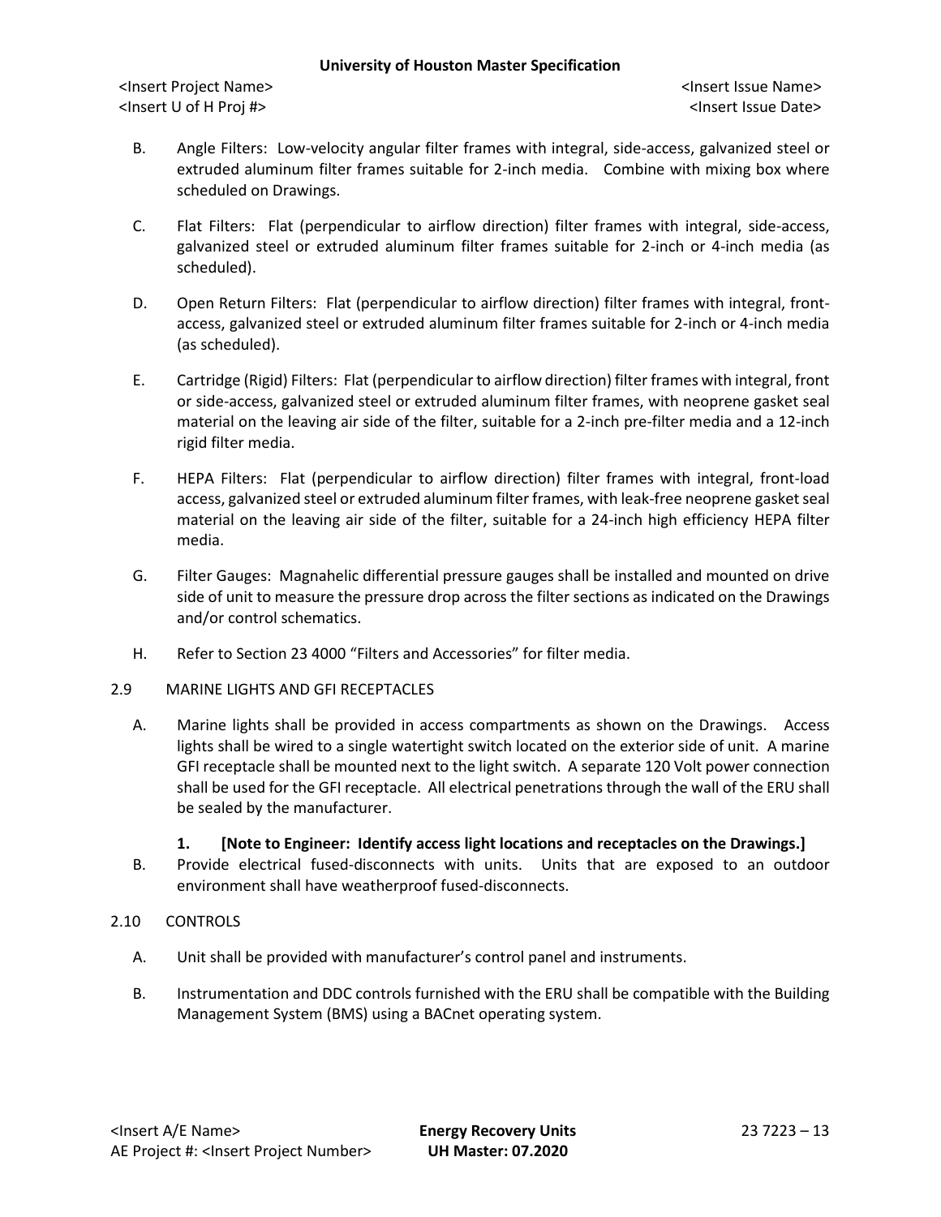B. Angle Filters: Low-velocity angular filter frames with integral, side-access, galvanized steel or extruded aluminum filter frames suitable for 2-inch media. Combine with mixing box where scheduled on Drawings.

C. Flat Filters: Flat (perpendicular to airflow direction) filter frames with integral, side-access, galvanized steel or extruded aluminum filter frames suitable for 2-inch or 4-inch media (as scheduled).

D. Open Return Filters: Flat (perpendicular to airflow direction) filter frames with integral, front-access, galvanized steel or extruded aluminum filter frames suitable for 2-inch or 4-inch media (as scheduled).

E. Cartridge (Rigid) Filters: Flat (perpendicular to airflow direction) filter frames with integral, front or side-access, galvanized steel or extruded aluminum filter frames, with neoprene gasket seal material on the leaving air side of the filter, suitable for a 2-inch pre-filter media and a 12-inch rigid filter media.

F. HEPA Filters: Flat (perpendicular to airflow direction) filter frames with integral, front-load access, galvanized steel or extruded aluminum filter frames, with leak-free neoprene gasket seal material on the leaving air side of the filter, suitable for a 24-inch high efficiency HEPA filter media.

G. Filter Gauges: Magnahelic differential pressure gauges shall be installed and mounted on drive side of unit to measure the pressure drop across the filter sections as indicated on the Drawings and/or control schematics.

H. Refer to Section 23 4000 "Filters and Accessories" for filter media.

2.9 MARINE LIGHTS AND GFI RECEPTACLES

A. Marine lights shall be provided in access compartments as shown on the Drawings. Access lights shall be wired to a single watertight switch located on the exterior side of unit. A marine GFI receptacle shall be mounted next to the light switch. A separate 120 Volt power connection shall be used for the GFI receptacle. All electrical penetrations through the wall of the ERU shall be sealed by the manufacturer.

   **1. [Note to Engineer: Identify access light locations and receptacles on the Drawings.]**

B. Provide electrical fused-disconnects with units. Units that are exposed to an outdoor environment shall have weatherproof fused-disconnects.

2.10 CONTROLS

A. Unit shall be provided with manufacturer's control panel and instruments.

B. Instrumentation and DDC controls furnished with the ERU shall be compatible with the Building Management System (BMS) using a BACnet operating system.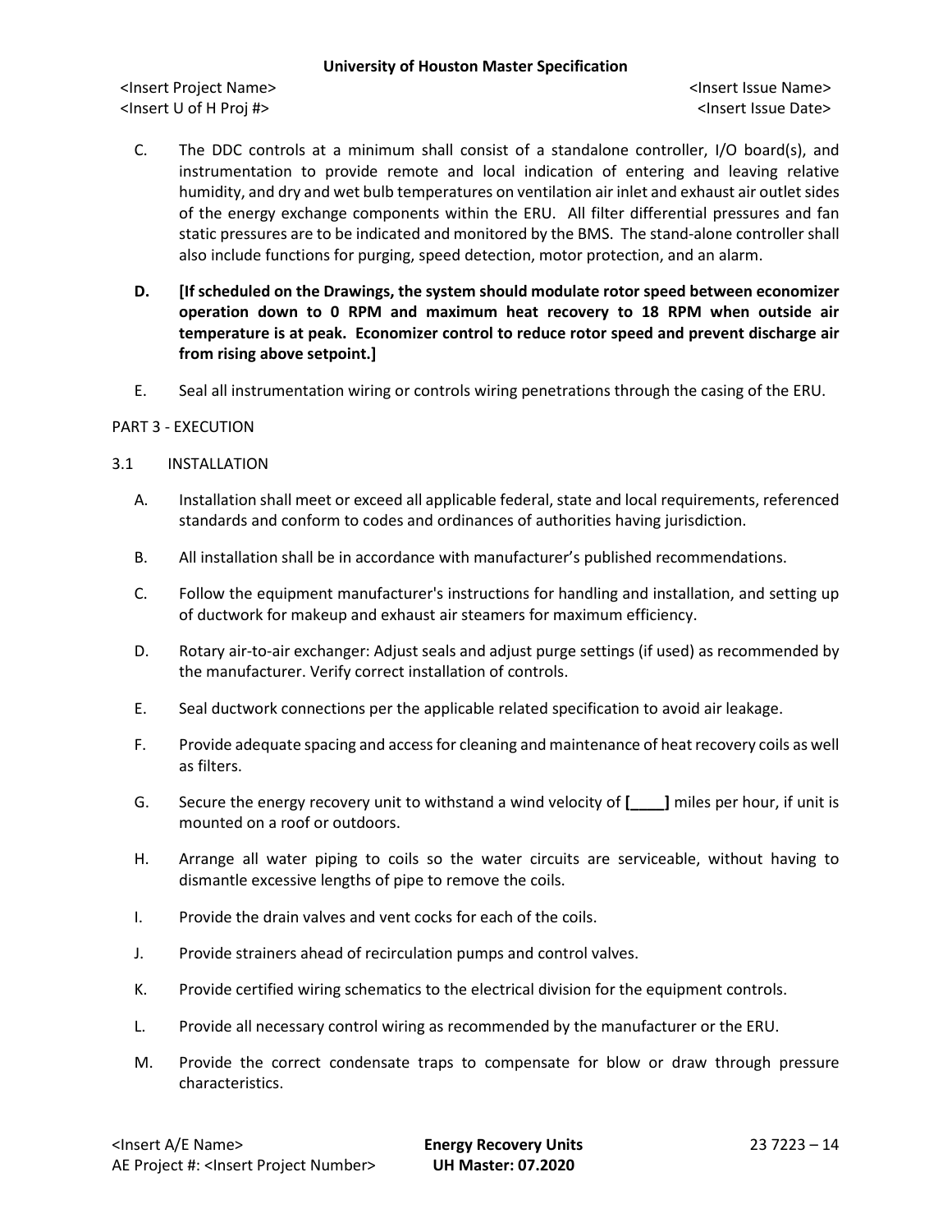C. The DDC controls at a minimum shall consist of a standalone controller, I/O board(s), and instrumentation to provide remote and local indication of entering and leaving relative humidity, and dry and wet bulb temperatures on ventilation air inlet and exhaust air outlet sides of the energy exchange components within the ERU. All filter differential pressures and fan static pressures are to be indicated and monitored by the BMS. The stand-alone controller shall also include functions for purging, speed detection, motor protection, and an alarm.

**D. [If scheduled on the Drawings, the system should modulate rotor speed between economizer operation down to 0 RPM and maximum heat recovery to 18 RPM when outside air temperature is at peak. Economizer control to reduce rotor speed and prevent discharge air from rising above setpoint.]**

E. Seal all instrumentation wiring or controls wiring penetrations through the casing of the ERU.

PART 3 - EXECUTION

3.1 INSTALLATION

A. Installation shall meet or exceed all applicable federal, state and local requirements, referenced standards and conform to codes and ordinances of authorities having jurisdiction.

B. All installation shall be in accordance with manufacturer's published recommendations.

C. Follow the equipment manufacturer's instructions for handling and installation, and setting up of ductwork for makeup and exhaust air steamers for maximum efficiency.

D. Rotary air-to-air exchanger: Adjust seals and adjust purge settings (if used) as recommended by the manufacturer. Verify correct installation of controls.

E. Seal ductwork connections per the applicable related specification to avoid air leakage.

F. Provide adequate spacing and access for cleaning and maintenance of heat recovery coils as well as filters.

G. Secure the energy recovery unit to withstand a wind velocity of **[____]** miles per hour, if unit is mounted on a roof or outdoors.

H. Arrange all water piping to coils so the water circuits are serviceable, without having to dismantle excessive lengths of pipe to remove the coils.

I. Provide the drain valves and vent cocks for each of the coils.

J. Provide strainers ahead of recirculation pumps and control valves.

K. Provide certified wiring schematics to the electrical division for the equipment controls.

L. Provide all necessary control wiring as recommended by the manufacturer or the ERU.

M. Provide the correct condensate traps to compensate for blow or draw through pressure characteristics.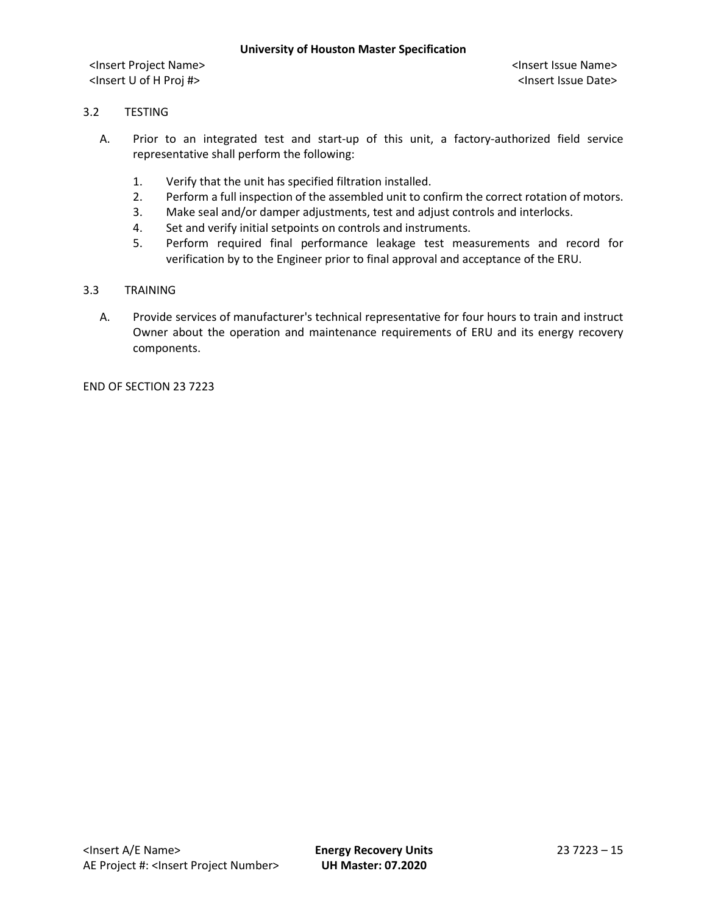## 3.2 TESTING

A. Prior to an integrated test and start-up of this unit, a factory-authorized field service representative shall perform the following:

1. Verify that the unit has specified filtration installed.
2. Perform a full inspection of the assembled unit to confirm the correct rotation of motors.
3. Make seal and/or damper adjustments, test and adjust controls and interlocks.
4. Set and verify initial setpoints on controls and instruments.
5. Perform required final performance leakage test measurements and record for verification by to the Engineer prior to final approval and acceptance of the ERU.

## 3.3 TRAINING

A. Provide services of manufacturer's technical representative for four hours to train and instruct Owner about the operation and maintenance requirements of ERU and its energy recovery components.

END OF SECTION 23 7223